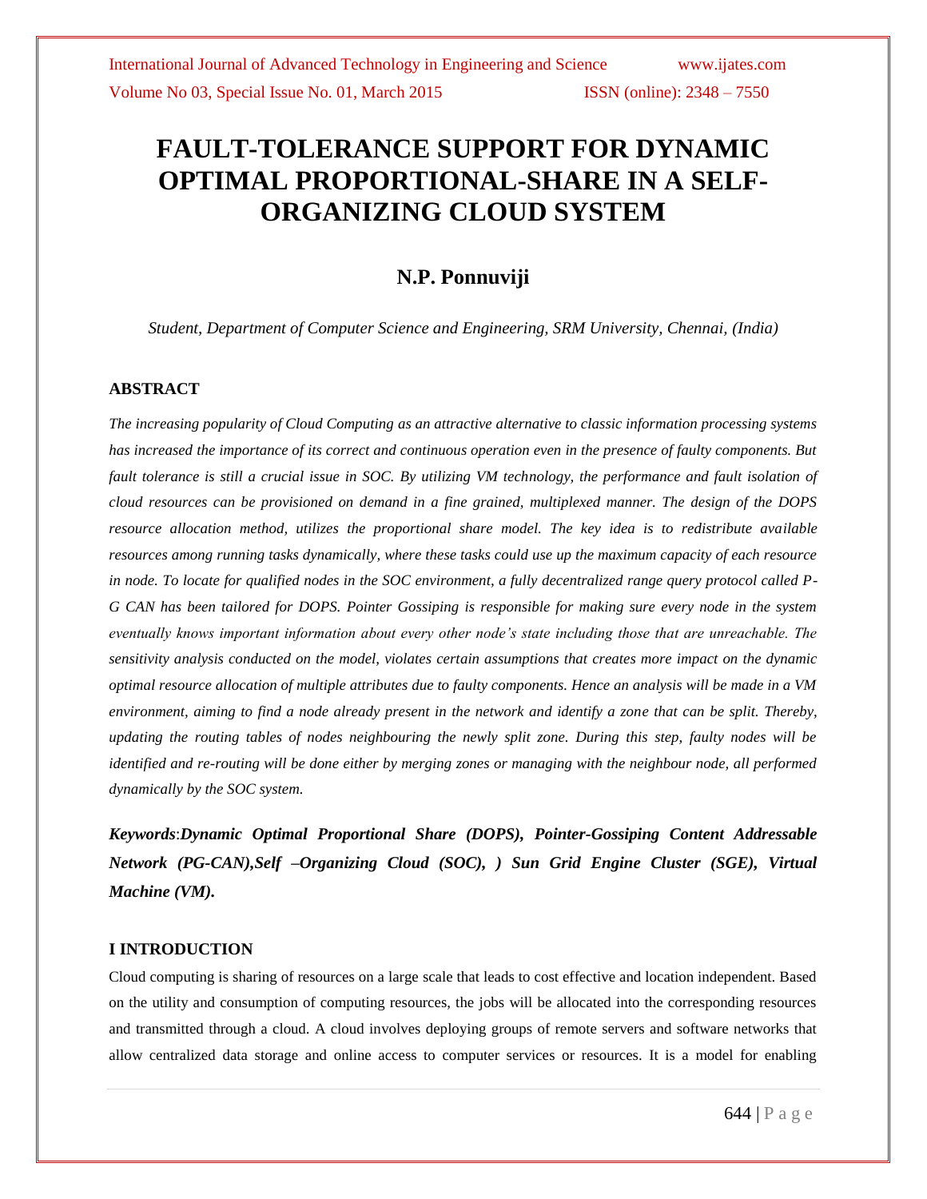# FAULT-TOLERANCE SUPPORT FOR DYNAMIC OPTIMAL PROPORTIONAL-SHARE IN A SELF-ORGANIZING CLOUD SYSTEM

## N.P. Ponnuviji

*Student, Department of Computer Science and Engineering, SRM University, Chennai, (India)*

### ABSTRACT

*The increasing popularity of Cloud Computing as an attractive alternative to classic information processing systems has increased the importance of its correct and continuous operation even in the presence of faulty components. But fault tolerance is still a crucial issue in SOC. By utilizing VM technology, the performance and fault isolation of cloud resources can be provisioned on demand in a fine grained, multiplexed manner. The design of the DOPS resource allocation method, utilizes the proportional share model. The key idea is to redistribute available resources among running tasks dynamically, where these tasks could use up the maximum capacity of each resource in node. To locate for qualified nodes in the SOC environment, a fully decentralized range query protocol called P-G CAN has been tailored for DOPS. Pointer Gossiping is responsible for making sure every node in the system eventually knows important information about every other node's state including those that are unreachable. The sensitivity analysis conducted on the model, violates certain assumptions that creates more impact on the dynamic optimal resource allocation of multiple attributes due to faulty components. Hence an analysis will be made in a VM environment, aiming to find a node already present in the network and identify a zone that can be split. Thereby, updating the routing tables of nodes neighbouring the newly split zone. During this step, faulty nodes will be identified and re-routing will be done either by merging zones or managing with the neighbour node, all performed dynamically by the SOC system.*

***Keywords*:*Dynamic Optimal Proportional Share (DOPS), Pointer-Gossiping Content Addressable Network (PG-CAN),Self –Organizing Cloud (SOC), ) Sun Grid Engine Cluster (SGE), Virtual Machine (VM).***

### I INTRODUCTION

Cloud computing is sharing of resources on a large scale that leads to cost effective and location independent. Based on the utility and consumption of computing resources, the jobs will be allocated into the corresponding resources and transmitted through a cloud. A cloud involves deploying groups of remote servers and software networks that allow centralized data storage and online access to computer services or resources. It is a model for enabling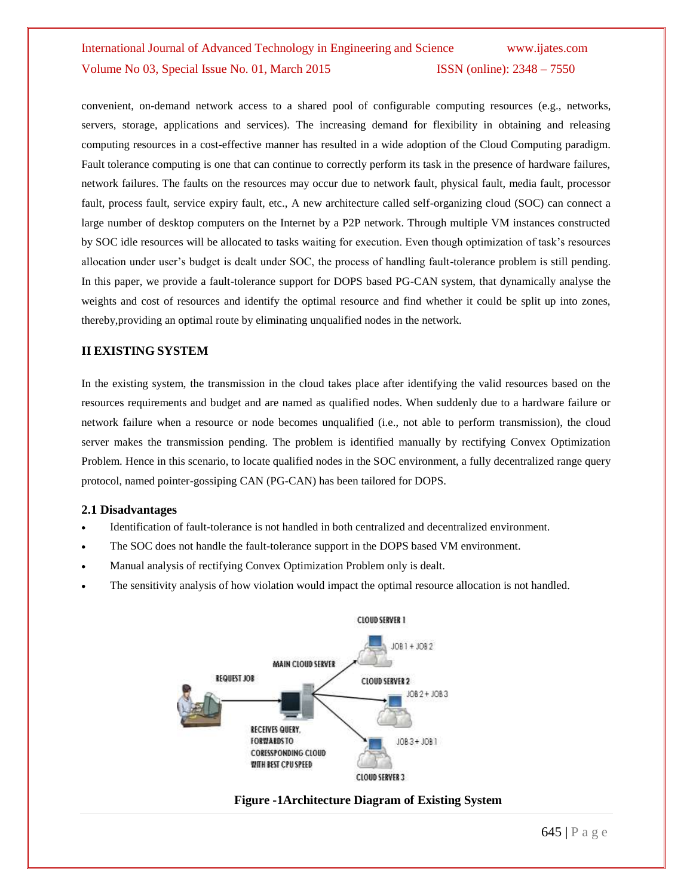convenient, on-demand network access to a shared pool of configurable computing resources (e.g., networks, servers, storage, applications and services). The increasing demand for flexibility in obtaining and releasing computing resources in a cost-effective manner has resulted in a wide adoption of the Cloud Computing paradigm. Fault tolerance computing is one that can continue to correctly perform its task in the presence of hardware failures, network failures. The faults on the resources may occur due to network fault, physical fault, media fault, processor fault, process fault, service expiry fault, etc., A new architecture called self-organizing cloud (SOC) can connect a large number of desktop computers on the Internet by a P2P network. Through multiple VM instances constructed by SOC idle resources will be allocated to tasks waiting for execution. Even though optimization of task's resources allocation under user's budget is dealt under SOC, the process of handling fault-tolerance problem is still pending. In this paper, we provide a fault-tolerance support for DOPS based PG-CAN system, that dynamically analyse the weights and cost of resources and identify the optimal resource and find whether it could be split up into zones, thereby,providing an optimal route by eliminating unqualified nodes in the network.

## II EXISTING SYSTEM

In the existing system, the transmission in the cloud takes place after identifying the valid resources based on the resources requirements and budget and are named as qualified nodes. When suddenly due to a hardware failure or network failure when a resource or node becomes unqualified (i.e., not able to perform transmission), the cloud server makes the transmission pending. The problem is identified manually by rectifying Convex Optimization Problem. Hence in this scenario, to locate qualified nodes in the SOC environment, a fully decentralized range query protocol, named pointer-gossiping CAN (PG-CAN) has been tailored for DOPS.

### 2.1 Disadvantages

- Identification of fault-tolerance is not handled in both centralized and decentralized environment.
- The SOC does not handle the fault-tolerance support in the DOPS based VM environment.
- Manual analysis of rectifying Convex Optimization Problem only is dealt.
- The sensitivity analysis of how violation would impact the optimal resource allocation is not handled.

**Figure -1Architecture Diagram of Existing System**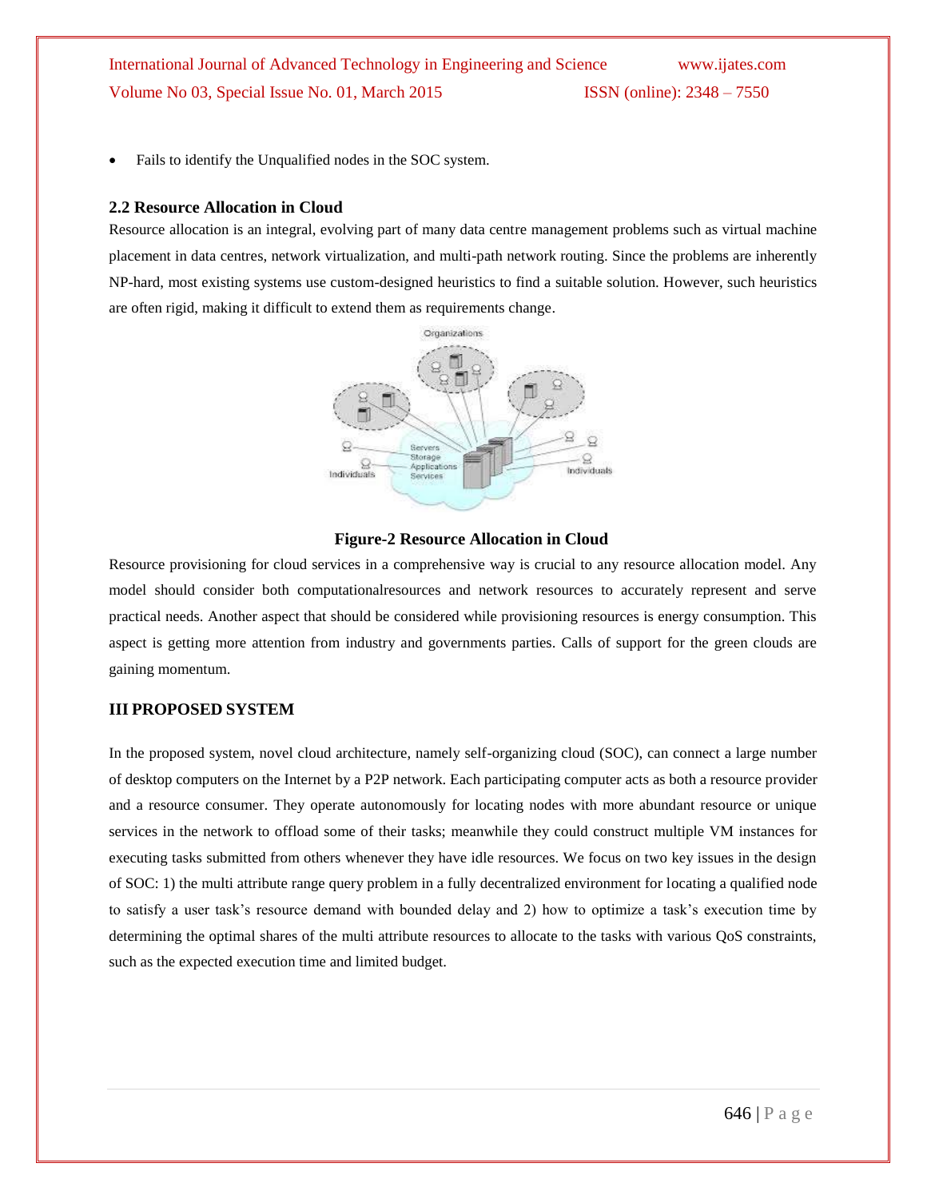- Fails to identify the Unqualified nodes in the SOC system.

### 2.2 Resource Allocation in Cloud

Resource allocation is an integral, evolving part of many data centre management problems such as virtual machine placement in data centres, network virtualization, and multi-path network routing. Since the problems are inherently NP-hard, most existing systems use custom-designed heuristics to find a suitable solution. However, such heuristics are often rigid, making it difficult to extend them as requirements change.

**Figure-2 Resource Allocation in Cloud**

Resource provisioning for cloud services in a comprehensive way is crucial to any resource allocation model. Any model should consider both computationalresources and network resources to accurately represent and serve practical needs. Another aspect that should be considered while provisioning resources is energy consumption. This aspect is getting more attention from industry and governments parties. Calls of support for the green clouds are gaining momentum.

## III PROPOSED SYSTEM

In the proposed system, novel cloud architecture, namely self-organizing cloud (SOC), can connect a large number of desktop computers on the Internet by a P2P network. Each participating computer acts as both a resource provider and a resource consumer. They operate autonomously for locating nodes with more abundant resource or unique services in the network to offload some of their tasks; meanwhile they could construct multiple VM instances for executing tasks submitted from others whenever they have idle resources. We focus on two key issues in the design of SOC: 1) the multi attribute range query problem in a fully decentralized environment for locating a qualified node to satisfy a user task's resource demand with bounded delay and 2) how to optimize a task's execution time by determining the optimal shares of the multi attribute resources to allocate to the tasks with various QoS constraints, such as the expected execution time and limited budget.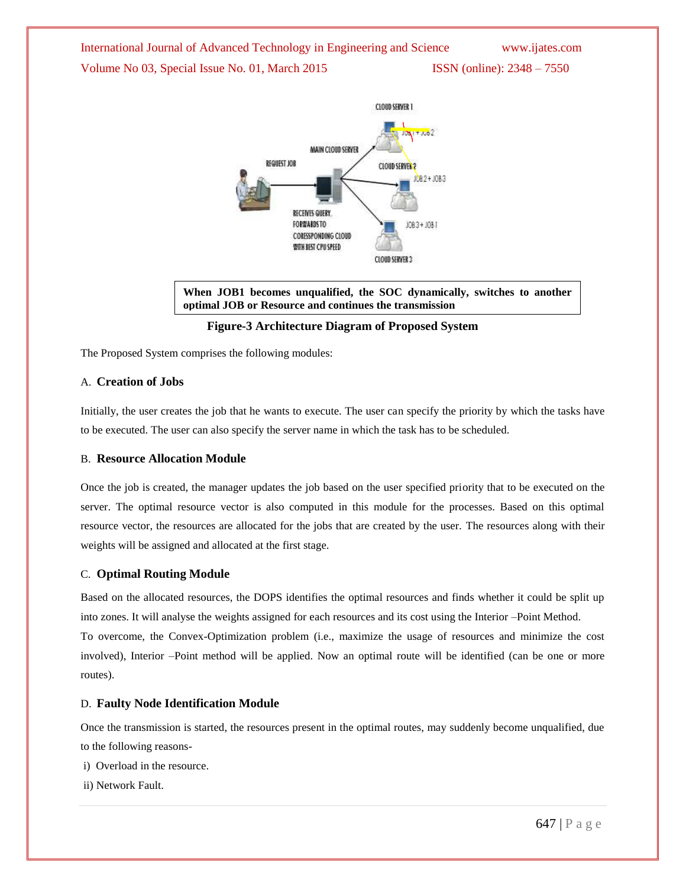When JOB1 becomes unqualified, the SOC dynamically, switches to another optimal JOB or Resource and continues the transmission

**Figure-3 Architecture Diagram of Proposed System**

The Proposed System comprises the following modules:

### A. Creation of Jobs

Initially, the user creates the job that he wants to execute. The user can specify the priority by which the tasks have to be executed. The user can also specify the server name in which the task has to be scheduled.

### B. Resource Allocation Module

Once the job is created, the manager updates the job based on the user specified priority that to be executed on the server. The optimal resource vector is also computed in this module for the processes. Based on this optimal resource vector, the resources are allocated for the jobs that are created by the user. The resources along with their weights will be assigned and allocated at the first stage.

### C. Optimal Routing Module

Based on the allocated resources, the DOPS identifies the optimal resources and finds whether it could be split up into zones. It will analyse the weights assigned for each resources and its cost using the Interior –Point Method.
To overcome, the Convex-Optimization problem (i.e., maximize the usage of resources and minimize the cost involved), Interior –Point method will be applied. Now an optimal route will be identified (can be one or more routes).

### D. Faulty Node Identification Module

Once the transmission is started, the resources present in the optimal routes, may suddenly become unqualified, due to the following reasons-

i) Overload in the resource.

ii) Network Fault.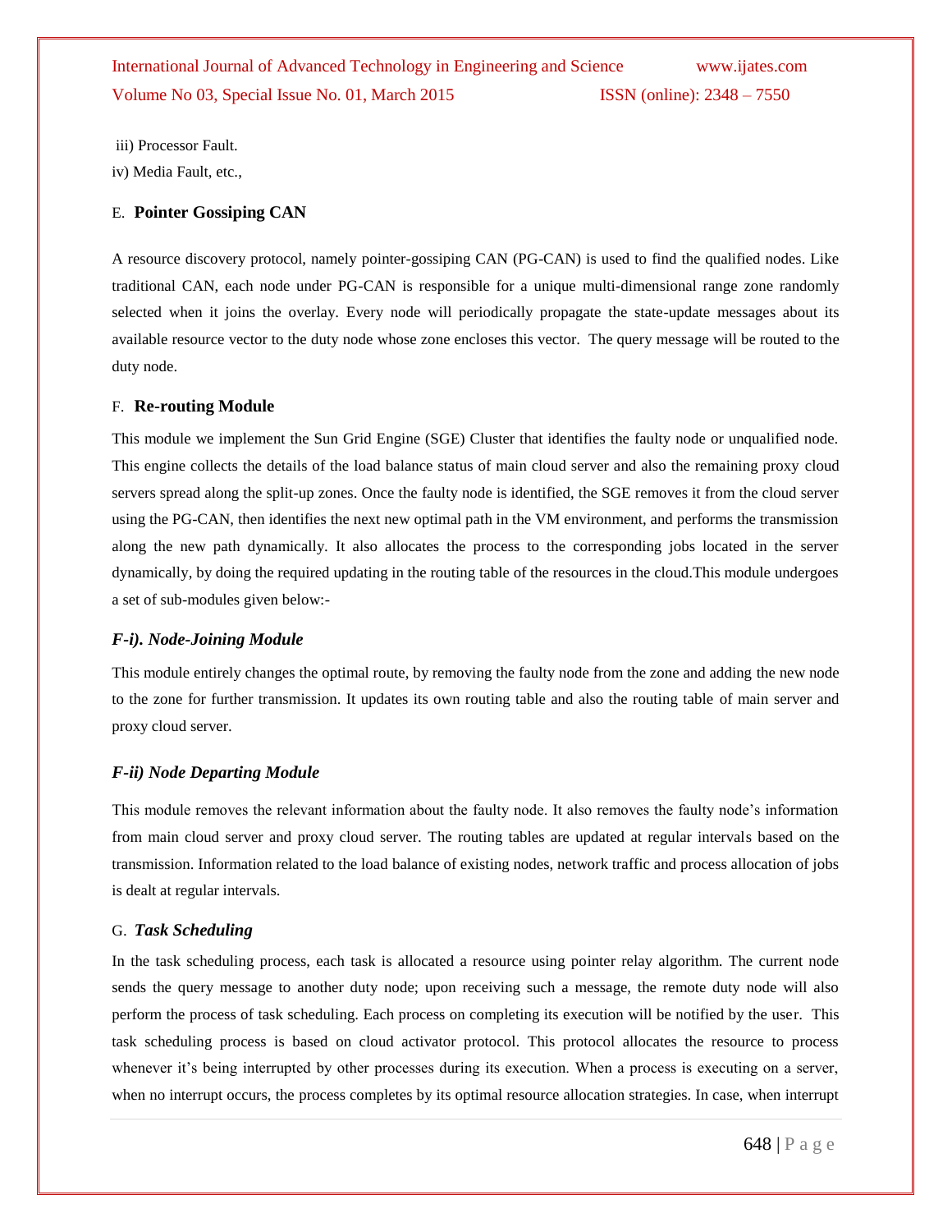iii) Processor Fault.

iv) Media Fault, etc.,

### E. **Pointer Gossiping CAN**

A resource discovery protocol, namely pointer-gossiping CAN (PG-CAN) is used to find the qualified nodes. Like traditional CAN, each node under PG-CAN is responsible for a unique multi-dimensional range zone randomly selected when it joins the overlay. Every node will periodically propagate the state-update messages about its available resource vector to the duty node whose zone encloses this vector. The query message will be routed to the duty node.

### F. **Re-routing Module**

This module we implement the Sun Grid Engine (SGE) Cluster that identifies the faulty node or unqualified node. This engine collects the details of the load balance status of main cloud server and also the remaining proxy cloud servers spread along the split-up zones. Once the faulty node is identified, the SGE removes it from the cloud server using the PG-CAN, then identifies the next new optimal path in the VM environment, and performs the transmission along the new path dynamically. It also allocates the process to the corresponding jobs located in the server dynamically, by doing the required updating in the routing table of the resources in the cloud.This module undergoes a set of sub-modules given below:-

#### *F-i). Node-Joining Module*

This module entirely changes the optimal route, by removing the faulty node from the zone and adding the new node to the zone for further transmission. It updates its own routing table and also the routing table of main server and proxy cloud server.

#### *F-ii) Node Departing Module*

This module removes the relevant information about the faulty node. It also removes the faulty node's information from main cloud server and proxy cloud server. The routing tables are updated at regular intervals based on the transmission. Information related to the load balance of existing nodes, network traffic and process allocation of jobs is dealt at regular intervals.

### G. ***Task Scheduling***

In the task scheduling process, each task is allocated a resource using pointer relay algorithm. The current node sends the query message to another duty node; upon receiving such a message, the remote duty node will also perform the process of task scheduling. Each process on completing its execution will be notified by the user. This task scheduling process is based on cloud activator protocol. This protocol allocates the resource to process whenever it's being interrupted by other processes during its execution. When a process is executing on a server, when no interrupt occurs, the process completes by its optimal resource allocation strategies. In case, when interrupt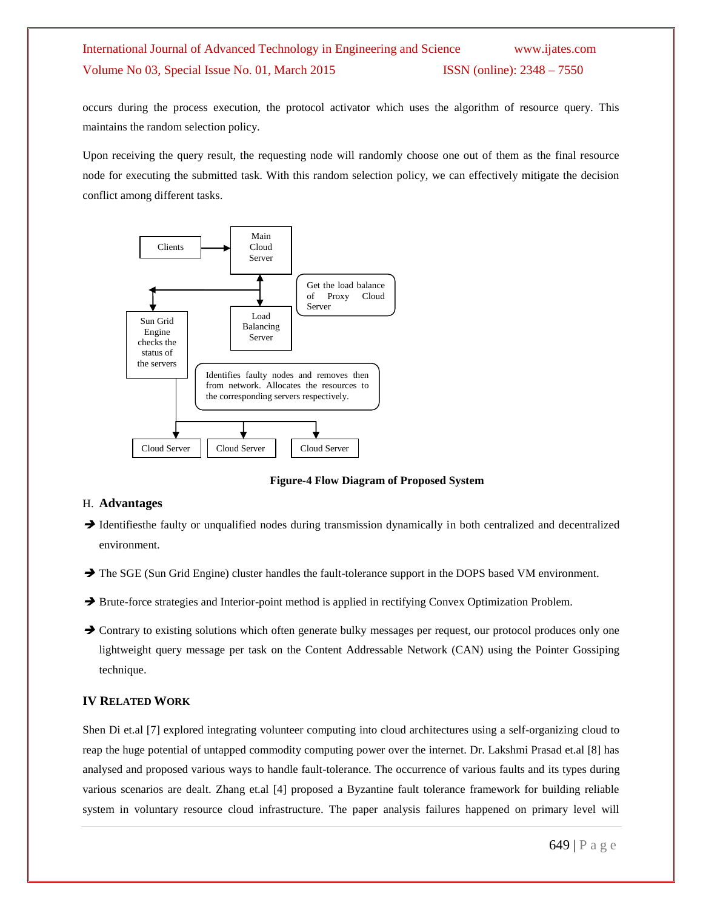occurs during the process execution, the protocol activator which uses the algorithm of resource query. This maintains the random selection policy.

Upon receiving the query result, the requesting node will randomly choose one out of them as the final resource node for executing the submitted task. With this random selection policy, we can effectively mitigate the decision conflict among different tasks.

Clients

Main Cloud Server

Get the load balance of Proxy Cloud Server

Sun Grid Engine checks the status of the servers

Load Balancing Server

Identifies faulty nodes and removes then from network. Allocates the resources to the corresponding servers respectively.

Cloud Server

Cloud Server

Cloud Server

**Figure-4 Flow Diagram of Proposed System**

### H. Advantages

- ➔ Identifiesthe faulty or unqualified nodes during transmission dynamically in both centralized and decentralized environment.
- ➔ The SGE (Sun Grid Engine) cluster handles the fault-tolerance support in the DOPS based VM environment.
- ➔ Brute-force strategies and Interior-point method is applied in rectifying Convex Optimization Problem.
- ➔ Contrary to existing solutions which often generate bulky messages per request, our protocol produces only one lightweight query message per task on the Content Addressable Network (CAN) using the Pointer Gossiping technique.

## IV Related Work

Shen Di et.al [7] explored integrating volunteer computing into cloud architectures using a self-organizing cloud to reap the huge potential of untapped commodity computing power over the internet. Dr. Lakshmi Prasad et.al [8] has analysed and proposed various ways to handle fault-tolerance. The occurrence of various faults and its types during various scenarios are dealt. Zhang et.al [4] proposed a Byzantine fault tolerance framework for building reliable system in voluntary resource cloud infrastructure. The paper analysis failures happened on primary level will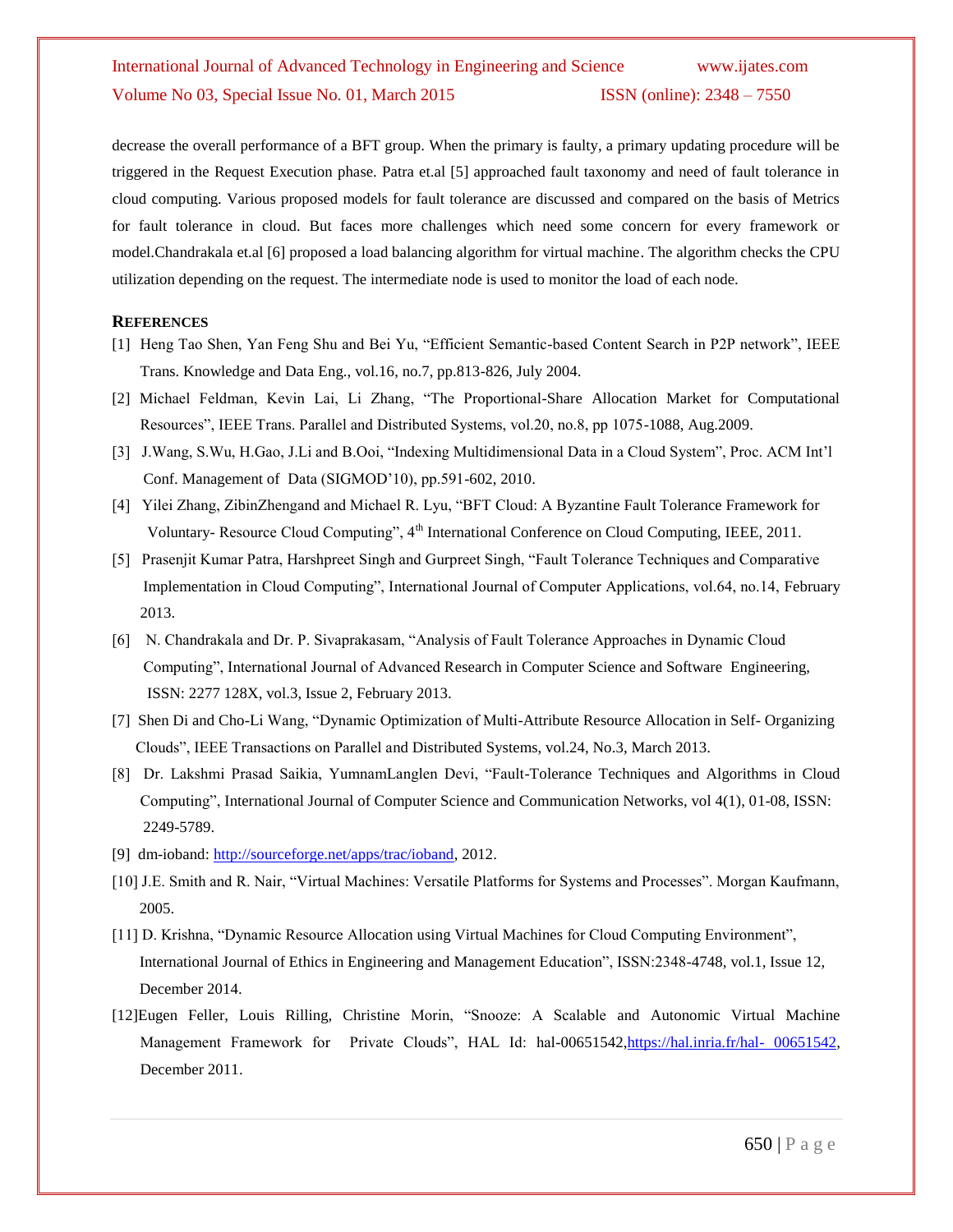decrease the overall performance of a BFT group. When the primary is faulty, a primary updating procedure will be triggered in the Request Execution phase. Patra et.al [5] approached fault taxonomy and need of fault tolerance in cloud computing. Various proposed models for fault tolerance are discussed and compared on the basis of Metrics for fault tolerance in cloud. But faces more challenges which need some concern for every framework or model.Chandrakala et.al [6] proposed a load balancing algorithm for virtual machine. The algorithm checks the CPU utilization depending on the request. The intermediate node is used to monitor the load of each node.

## REFERENCES

[1] Heng Tao Shen, Yan Feng Shu and Bei Yu, "Efficient Semantic-based Content Search in P2P network", IEEE Trans. Knowledge and Data Eng., vol.16, no.7, pp.813-826, July 2004.

[2] Michael Feldman, Kevin Lai, Li Zhang, "The Proportional-Share Allocation Market for Computational Resources", IEEE Trans. Parallel and Distributed Systems, vol.20, no.8, pp 1075-1088, Aug.2009.

[3] J.Wang, S.Wu, H.Gao, J.Li and B.Ooi, "Indexing Multidimensional Data in a Cloud System", Proc. ACM Int'l Conf. Management of Data (SIGMOD'10), pp.591-602, 2010.

[4] Yilei Zhang, ZibinZhengand and Michael R. Lyu, "BFT Cloud: A Byzantine Fault Tolerance Framework for Voluntary- Resource Cloud Computing", 4th International Conference on Cloud Computing, IEEE, 2011.

[5] Prasenjit Kumar Patra, Harshpreet Singh and Gurpreet Singh, "Fault Tolerance Techniques and Comparative Implementation in Cloud Computing", International Journal of Computer Applications, vol.64, no.14, February 2013.

[6] N. Chandrakala and Dr. P. Sivaprakasam, "Analysis of Fault Tolerance Approaches in Dynamic Cloud Computing", International Journal of Advanced Research in Computer Science and Software Engineering, ISSN: 2277 128X, vol.3, Issue 2, February 2013.

[7] Shen Di and Cho-Li Wang, "Dynamic Optimization of Multi-Attribute Resource Allocation in Self- Organizing Clouds", IEEE Transactions on Parallel and Distributed Systems, vol.24, No.3, March 2013.

[8] Dr. Lakshmi Prasad Saikia, YumnamLanglen Devi, "Fault-Tolerance Techniques and Algorithms in Cloud Computing", International Journal of Computer Science and Communication Networks, vol 4(1), 01-08, ISSN: 2249-5789.

[9] dm-ioband: http://sourceforge.net/apps/trac/ioband, 2012.

[10] J.E. Smith and R. Nair, "Virtual Machines: Versatile Platforms for Systems and Processes". Morgan Kaufmann, 2005.

[11] D. Krishna, "Dynamic Resource Allocation using Virtual Machines for Cloud Computing Environment", International Journal of Ethics in Engineering and Management Education", ISSN:2348-4748, vol.1, Issue 12, December 2014.

[12]Eugen Feller, Louis Rilling, Christine Morin, "Snooze: A Scalable and Autonomic Virtual Machine Management Framework for Private Clouds", HAL Id: hal-00651542,https://hal.inria.fr/hal- 00651542, December 2011.